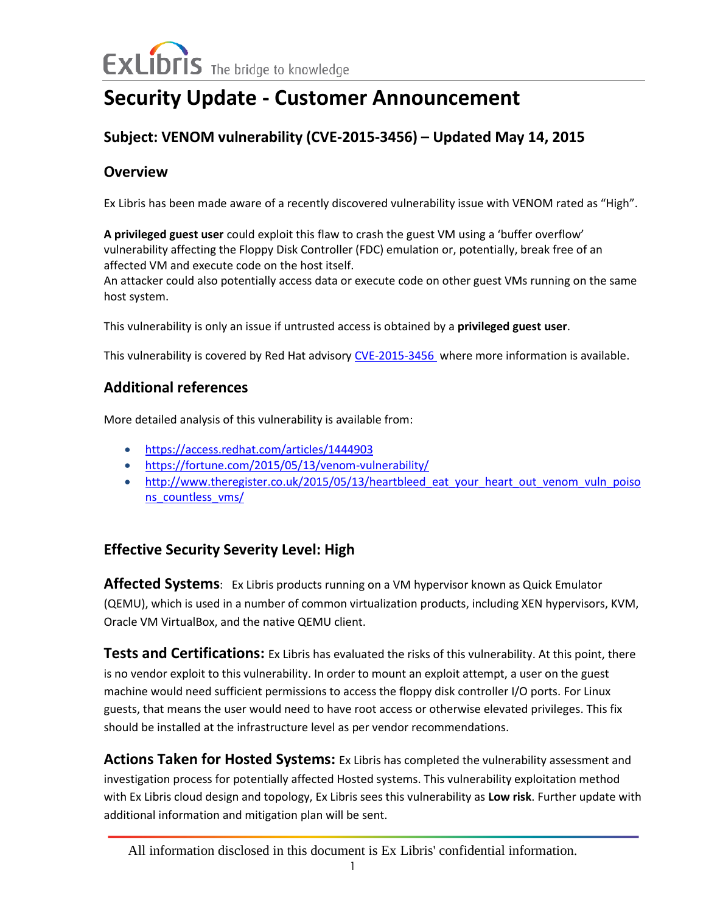# Security Update - Customer Announcement

## Subject: VENOM vulnerability (CVE-2015-3456) – Updated May 14, 2015

### Overview

Ex Libris has been made aware of a recently discovered vulnerability issue with VENOM rated as "High".

**A privileged guest user** could exploit this flaw to crash the guest VM using a 'buffer overflow' vulnerability affecting the Floppy Disk Controller (FDC) emulation or, potentially, break free of an affected VM and execute code on the host itself.
An attacker could also potentially access data or execute code on other guest VMs running on the same host system.

This vulnerability is only an issue if untrusted access is obtained by a **privileged guest user**.

This vulnerability is covered by Red Hat advisory [CVE-2015-3456](CVE-2015-3456) where more information is available.

### Additional references

More detailed analysis of this vulnerability is available from:

- https://access.redhat.com/articles/1444903
- https://fortune.com/2015/05/13/venom-vulnerability/
- http://www.theregister.co.uk/2015/05/13/heartbleed_eat_your_heart_out_venom_vuln_poisons_countless_vms/

### Effective Security Severity Level: High

**Affected Systems**: Ex Libris products running on a VM hypervisor known as Quick Emulator (QEMU), which is used in a number of common virtualization products, including XEN hypervisors, KVM, Oracle VM VirtualBox, and the native QEMU client.

**Tests and Certifications:** Ex Libris has evaluated the risks of this vulnerability. At this point, there is no vendor exploit to this vulnerability. In order to mount an exploit attempt, a user on the guest machine would need sufficient permissions to access the floppy disk controller I/O ports. For Linux guests, that means the user would need to have root access or otherwise elevated privileges. This fix should be installed at the infrastructure level as per vendor recommendations.

**Actions Taken for Hosted Systems:** Ex Libris has completed the vulnerability assessment and investigation process for potentially affected Hosted systems. This vulnerability exploitation method with Ex Libris cloud design and topology, Ex Libris sees this vulnerability as **Low risk**. Further update with additional information and mitigation plan will be sent.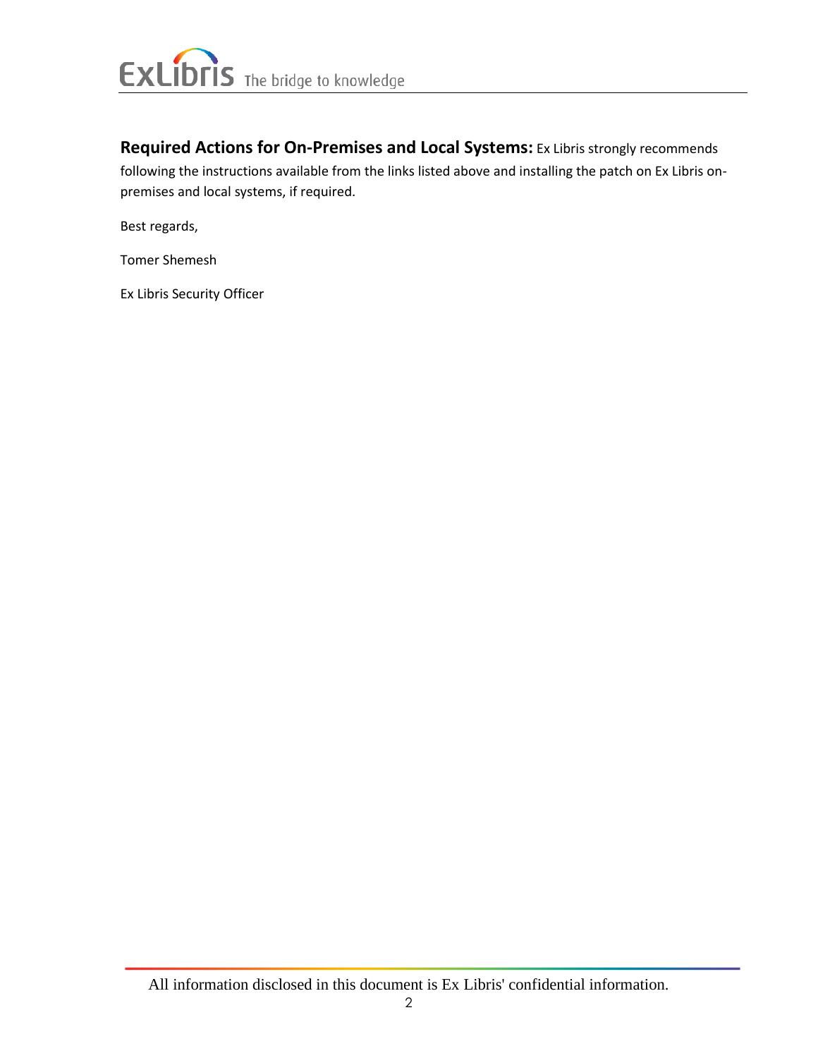**Required Actions for On-Premises and Local Systems:** Ex Libris strongly recommends following the instructions available from the links listed above and installing the patch on Ex Libris on-premises and local systems, if required.

Best regards,

Tomer Shemesh

Ex Libris Security Officer

All information disclosed in this document is Ex Libris' confidential information.